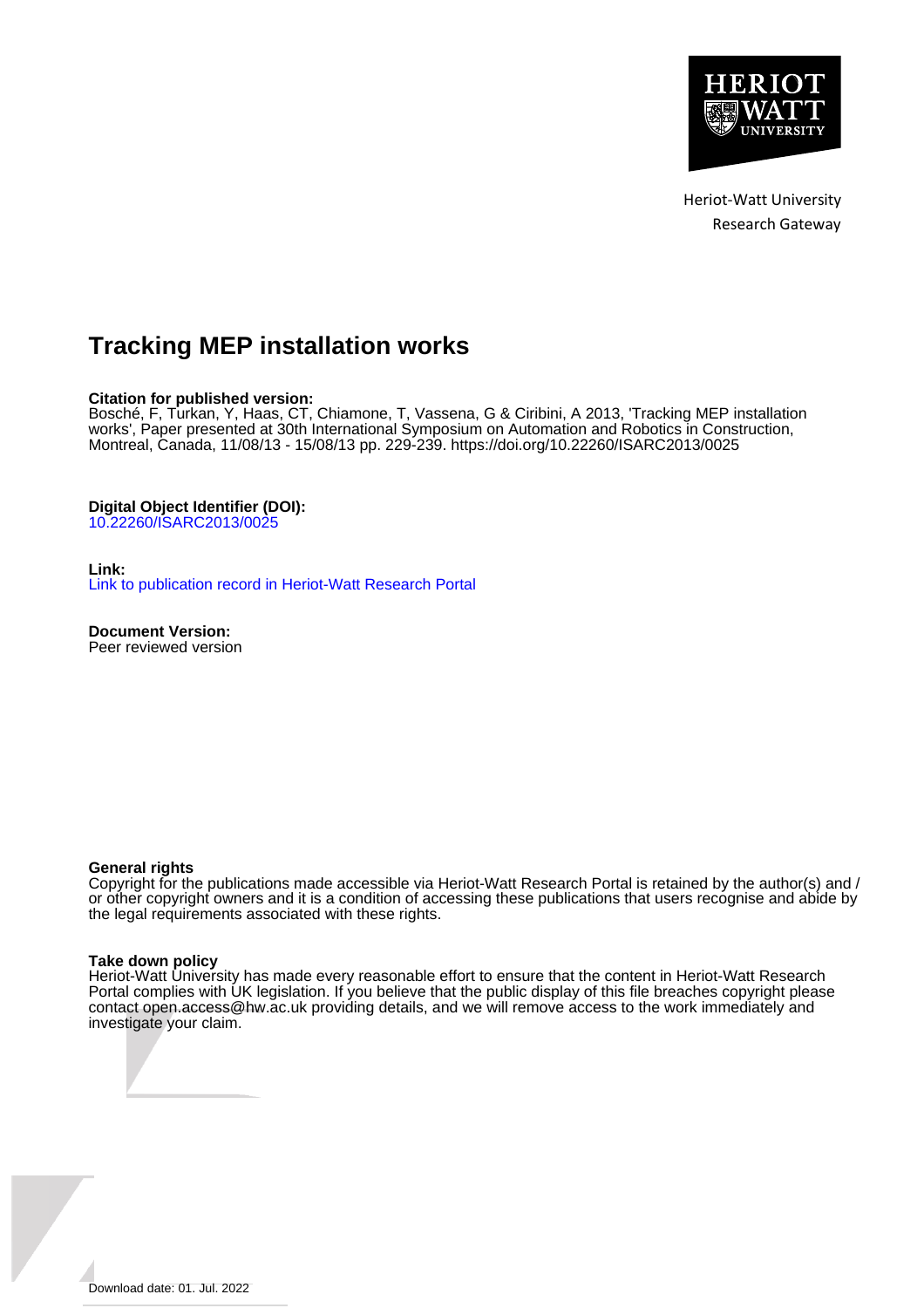Heriot-Watt University
Research Gateway

# Tracking MEP installation works

**Citation for published version:**
Bosché, F, Turkan, Y, Haas, CT, Chiamone, T, Vassena, G & Ciribini, A 2013, 'Tracking MEP installation works', Paper presented at 30th International Symposium on Automation and Robotics in Construction, Montreal, Canada, 11/08/13 - 15/08/13 pp. 229-239. https://doi.org/10.22260/ISARC2013/0025

**Digital Object Identifier (DOI):**
10.22260/ISARC2013/0025

**Link:**
Link to publication record in Heriot-Watt Research Portal

**Document Version:**
Peer reviewed version

**General rights**
Copyright for the publications made accessible via Heriot-Watt Research Portal is retained by the author(s) and / or other copyright owners and it is a condition of accessing these publications that users recognise and abide by the legal requirements associated with these rights.

**Take down policy**
Heriot-Watt University has made every reasonable effort to ensure that the content in Heriot-Watt Research Portal complies with UK legislation. If you believe that the public display of this file breaches copyright please contact open.access@hw.ac.uk providing details, and we will remove access to the work immediately and investigate your claim.

Download date: 01. Jul. 2022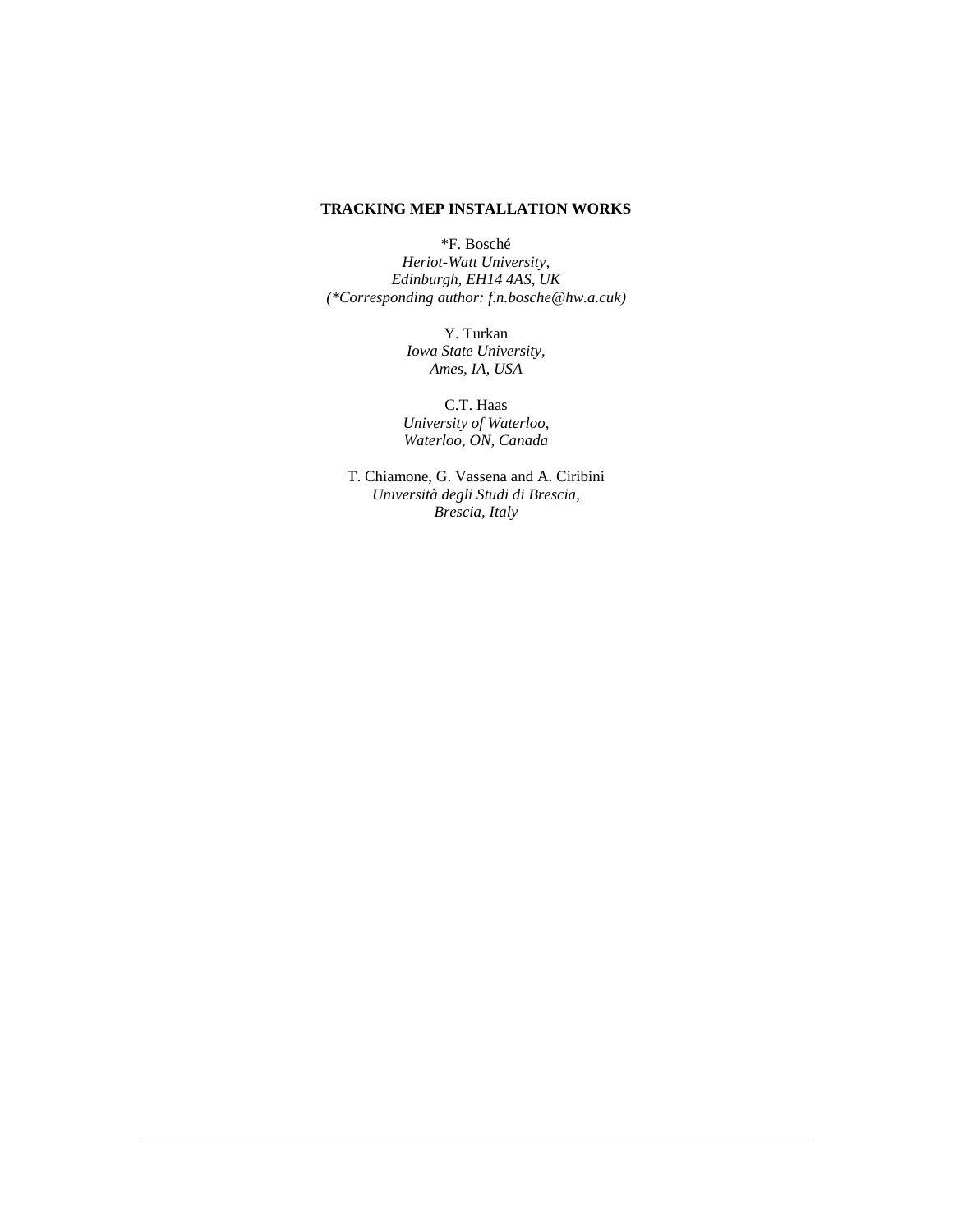# TRACKING MEP INSTALLATION WORKS

*F. Bosché
*Heriot-Watt University,*
*Edinburgh, EH14 4AS, UK*
*(*Corresponding author: f.n.bosche@hw.a.cuk)*

Y. Turkan
*Iowa State University,*
*Ames, IA, USA*

C.T. Haas
*University of Waterloo,*
*Waterloo, ON, Canada*

T. Chiamone, G. Vassena and A. Ciribini
*Università degli Studi di Brescia,*
*Brescia, Italy*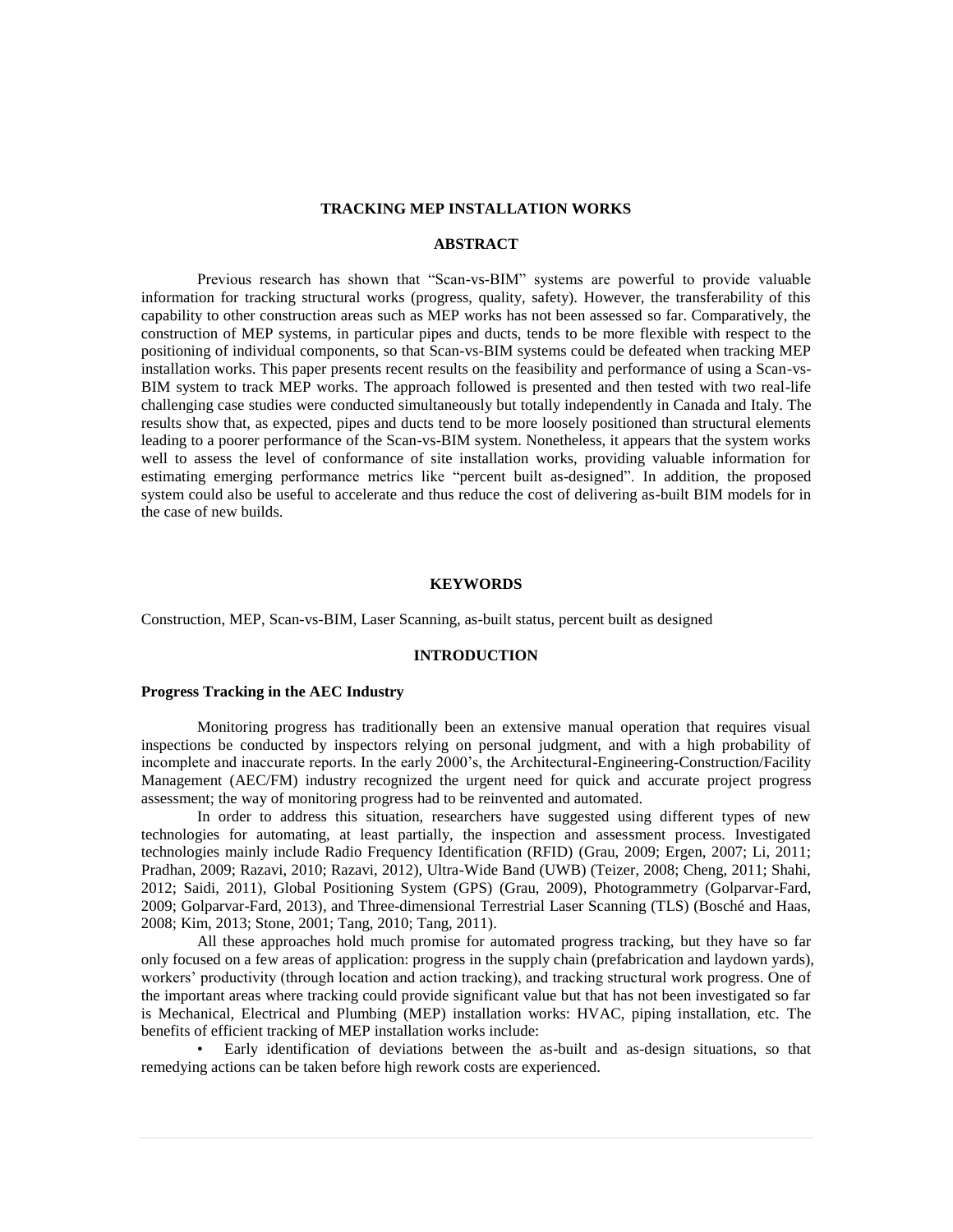# TRACKING MEP INSTALLATION WORKS

## ABSTRACT

Previous research has shown that "Scan-vs-BIM" systems are powerful to provide valuable information for tracking structural works (progress, quality, safety). However, the transferability of this capability to other construction areas such as MEP works has not been assessed so far. Comparatively, the construction of MEP systems, in particular pipes and ducts, tends to be more flexible with respect to the positioning of individual components, so that Scan-vs-BIM systems could be defeated when tracking MEP installation works. This paper presents recent results on the feasibility and performance of using a Scan-vs-BIM system to track MEP works. The approach followed is presented and then tested with two real-life challenging case studies were conducted simultaneously but totally independently in Canada and Italy. The results show that, as expected, pipes and ducts tend to be more loosely positioned than structural elements leading to a poorer performance of the Scan-vs-BIM system. Nonetheless, it appears that the system works well to assess the level of conformance of site installation works, providing valuable information for estimating emerging performance metrics like "percent built as-designed". In addition, the proposed system could also be useful to accelerate and thus reduce the cost of delivering as-built BIM models for in the case of new builds.

## KEYWORDS

Construction, MEP, Scan-vs-BIM, Laser Scanning, as-built status, percent built as designed

## INTRODUCTION

### Progress Tracking in the AEC Industry

Monitoring progress has traditionally been an extensive manual operation that requires visual inspections be conducted by inspectors relying on personal judgment, and with a high probability of incomplete and inaccurate reports. In the early 2000's, the Architectural-Engineering-Construction/Facility Management (AEC/FM) industry recognized the urgent need for quick and accurate project progress assessment; the way of monitoring progress had to be reinvented and automated.

In order to address this situation, researchers have suggested using different types of new technologies for automating, at least partially, the inspection and assessment process. Investigated technologies mainly include Radio Frequency Identification (RFID) (Grau, 2009; Ergen, 2007; Li, 2011; Pradhan, 2009; Razavi, 2010; Razavi, 2012), Ultra-Wide Band (UWB) (Teizer, 2008; Cheng, 2011; Shahi, 2012; Saidi, 2011), Global Positioning System (GPS) (Grau, 2009), Photogrammetry (Golparvar-Fard, 2009; Golparvar-Fard, 2013), and Three-dimensional Terrestrial Laser Scanning (TLS) (Bosché and Haas, 2008; Kim, 2013; Stone, 2001; Tang, 2010; Tang, 2011).

All these approaches hold much promise for automated progress tracking, but they have so far only focused on a few areas of application: progress in the supply chain (prefabrication and laydown yards), workers' productivity (through location and action tracking), and tracking structural work progress. One of the important areas where tracking could provide significant value but that has not been investigated so far is Mechanical, Electrical and Plumbing (MEP) installation works: HVAC, piping installation, etc. The benefits of efficient tracking of MEP installation works include:

- Early identification of deviations between the as-built and as-design situations, so that remedying actions can be taken before high rework costs are experienced.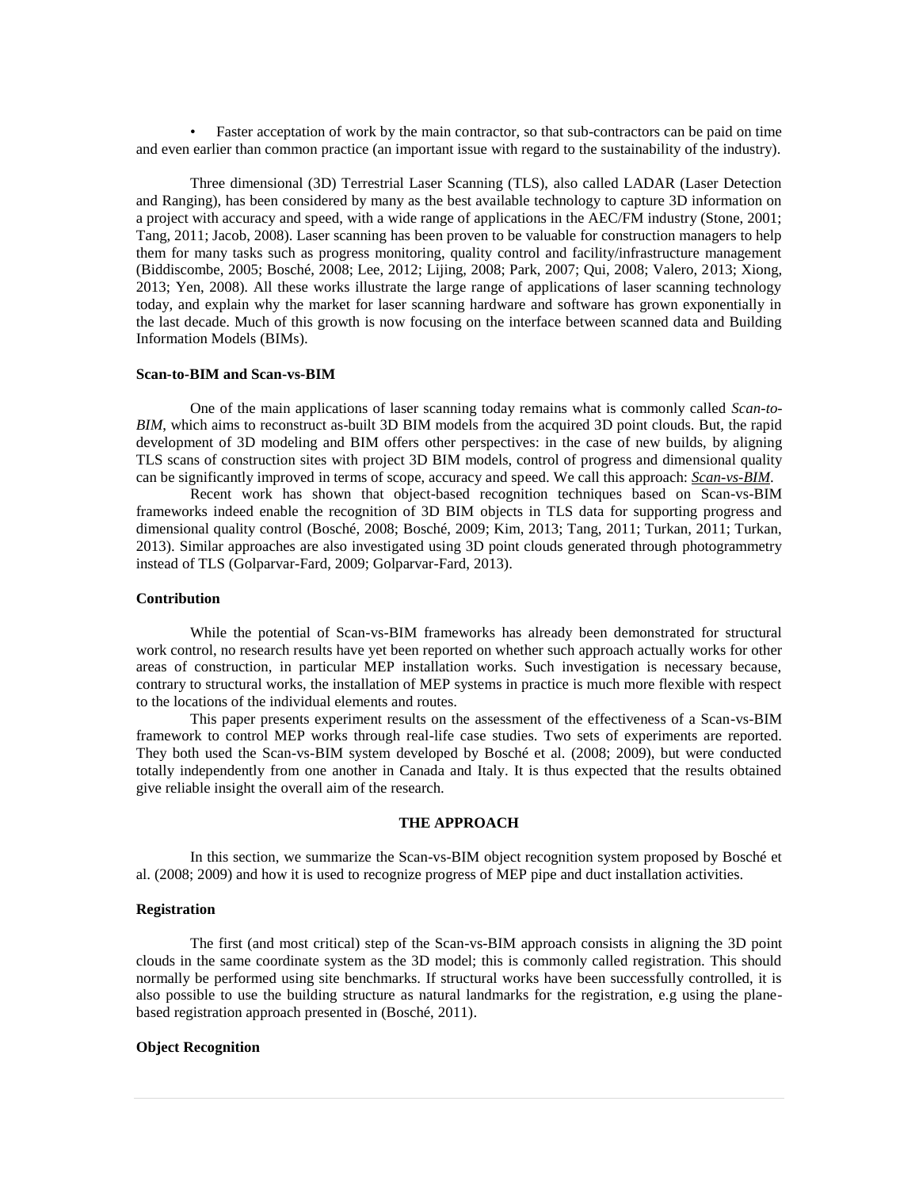- Faster acceptation of work by the main contractor, so that sub-contractors can be paid on time and even earlier than common practice (an important issue with regard to the sustainability of the industry).

Three dimensional (3D) Terrestrial Laser Scanning (TLS), also called LADAR (Laser Detection and Ranging), has been considered by many as the best available technology to capture 3D information on a project with accuracy and speed, with a wide range of applications in the AEC/FM industry (Stone, 2001; Tang, 2011; Jacob, 2008). Laser scanning has been proven to be valuable for construction managers to help them for many tasks such as progress monitoring, quality control and facility/infrastructure management (Biddiscombe, 2005; Bosché, 2008; Lee, 2012; Lijing, 2008; Park, 2007; Qui, 2008; Valero, 2013; Xiong, 2013; Yen, 2008). All these works illustrate the large range of applications of laser scanning technology today, and explain why the market for laser scanning hardware and software has grown exponentially in the last decade. Much of this growth is now focusing on the interface between scanned data and Building Information Models (BIMs).

#### Scan-to-BIM and Scan-vs-BIM

One of the main applications of laser scanning today remains what is commonly called *Scan-to-BIM*, which aims to reconstruct as-built 3D BIM models from the acquired 3D point clouds. But, the rapid development of 3D modeling and BIM offers other perspectives: in the case of new builds, by aligning TLS scans of construction sites with project 3D BIM models, control of progress and dimensional quality can be significantly improved in terms of scope, accuracy and speed. We call this approach: ***Scan-vs-BIM***.

Recent work has shown that object-based recognition techniques based on Scan-vs-BIM frameworks indeed enable the recognition of 3D BIM objects in TLS data for supporting progress and dimensional quality control (Bosché, 2008; Bosché, 2009; Kim, 2013; Tang, 2011; Turkan, 2011; Turkan, 2013). Similar approaches are also investigated using 3D point clouds generated through photogrammetry instead of TLS (Golparvar-Fard, 2009; Golparvar-Fard, 2013).

#### Contribution

While the potential of Scan-vs-BIM frameworks has already been demonstrated for structural work control, no research results have yet been reported on whether such approach actually works for other areas of construction, in particular MEP installation works. Such investigation is necessary because, contrary to structural works, the installation of MEP systems in practice is much more flexible with respect to the locations of the individual elements and routes.

This paper presents experiment results on the assessment of the effectiveness of a Scan-vs-BIM framework to control MEP works through real-life case studies. Two sets of experiments are reported. They both used the Scan-vs-BIM system developed by Bosché et al. (2008; 2009), but were conducted totally independently from one another in Canada and Italy. It is thus expected that the results obtained give reliable insight the overall aim of the research.

## THE APPROACH

In this section, we summarize the Scan-vs-BIM object recognition system proposed by Bosché et al. (2008; 2009) and how it is used to recognize progress of MEP pipe and duct installation activities.

#### Registration

The first (and most critical) step of the Scan-vs-BIM approach consists in aligning the 3D point clouds in the same coordinate system as the 3D model; this is commonly called registration. This should normally be performed using site benchmarks. If structural works have been successfully controlled, it is also possible to use the building structure as natural landmarks for the registration, e.g using the plane-based registration approach presented in (Bosché, 2011).

#### Object Recognition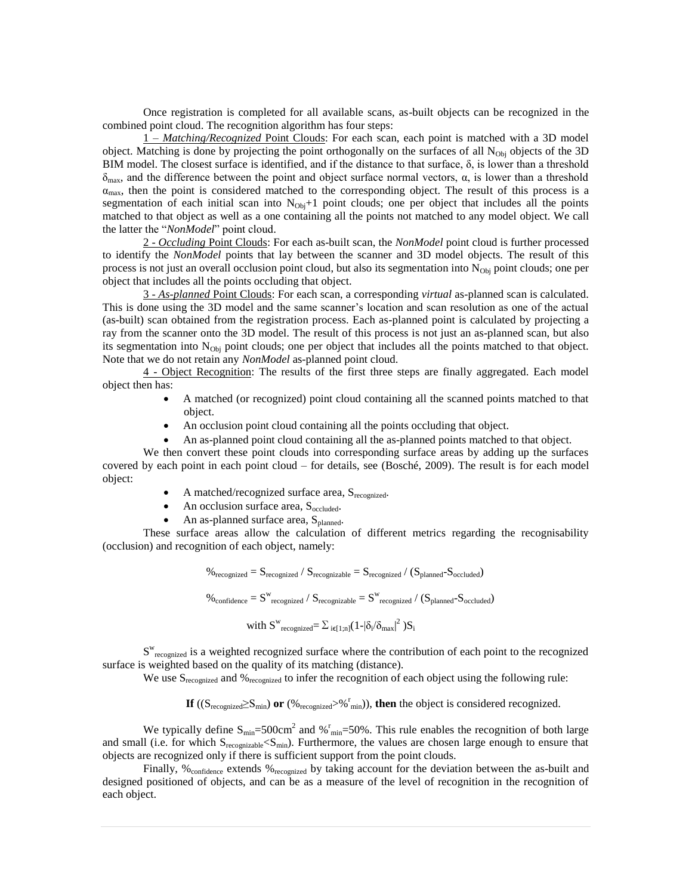Once registration is completed for all available scans, as-built objects can be recognized in the combined point cloud. The recognition algorithm has four steps:

<u>1 – *Matching/Recognized* Point Clouds</u>: For each scan, each point is matched with a 3D model object. Matching is done by projecting the point orthogonally on the surfaces of all $N_{Obj}$ objects of the 3D BIM model. The closest surface is identified, and if the distance to that surface, $\delta$, is lower than a threshold $\delta_{max}$, and the difference between the point and object surface normal vectors, $\alpha$, is lower than a threshold $\alpha_{max}$, then the point is considered matched to the corresponding object. The result of this process is a segmentation of each initial scan into $N_{Obj}+1$ point clouds; one per object that includes all the points matched to that object as well as a one containing all the points not matched to any model object. We call the latter the "*NonModel*" point cloud.

<u>2 - *Occluding* Point Clouds</u>: For each as-built scan, the *NonModel* point cloud is further processed to identify the *NonModel* points that lay between the scanner and 3D model objects. The result of this process is not just an overall occlusion point cloud, but also its segmentation into $N_{Obj}$ point clouds; one per object that includes all the points occluding that object.

<u>3 - *As-planned* Point Clouds</u>: For each scan, a corresponding *virtual* as-planned scan is calculated. This is done using the 3D model and the same scanner's location and scan resolution as one of the actual (as-built) scan obtained from the registration process. Each as-planned point is calculated by projecting a ray from the scanner onto the 3D model. The result of this process is not just an as-planned scan, but also its segmentation into $N_{Obj}$ point clouds; one per object that includes all the points matched to that object. Note that we do not retain any *NonModel* as-planned point cloud.

<u>4 - Object Recognition</u>: The results of the first three steps are finally aggregated. Each model object then has:

- A matched (or recognized) point cloud containing all the scanned points matched to that object.
- An occlusion point cloud containing all the points occluding that object.
- An as-planned point cloud containing all the as-planned points matched to that object.

We then convert these point clouds into corresponding surface areas by adding up the surfaces covered by each point in each point cloud – for details, see (Bosché, 2009). The result is for each model object:

- A matched/recognized surface area, $S_{recognized}$.
- An occlusion surface area, $S_{occluded}$.
- An as-planned surface area, $S_{planned}$.

These surface areas allow the calculation of different metrics regarding the recognisability (occlusion) and recognition of each object, namely:

$$\%_{recognized} = S_{recognized} / S_{recognizable} = S_{recognized} / (S_{planned} - S_{occluded})$$

$$\%_{confidence} = S^{w}_{recognized} / S_{recognizable} = S^{w}_{recognized} / (S_{planned} - S_{occluded})$$

$$\text{with } S^{w}_{recognized} = \sum_{i \in [1;n]} (1 - |\delta_i / \delta_{max}|^2) S_i$$

$S^{w}_{recognized}$ is a weighted recognized surface where the contribution of each point to the recognized surface is weighted based on the quality of its matching (distance).

We use $S_{recognized}$ and $\%_{recognized}$ to infer the recognition of each object using the following rule:

**If** (($S_{recognized} \geq S_{min}$) **or** ($\%_{recognized} > \%^{r}_{min}$)), **then** the object is considered recognized.

We typically define $S_{min}$=500cm$^2$ and $\%^{r}_{min}$=50%. This rule enables the recognition of both large and small (i.e. for which $S_{recognizable} < S_{min}$). Furthermore, the values are chosen large enough to ensure that objects are recognized only if there is sufficient support from the point clouds.

Finally, $\%_{confidence}$ extends $\%_{recognized}$ by taking account for the deviation between the as-built and designed positioned of objects, and can be as a measure of the level of recognition in the recognition of each object.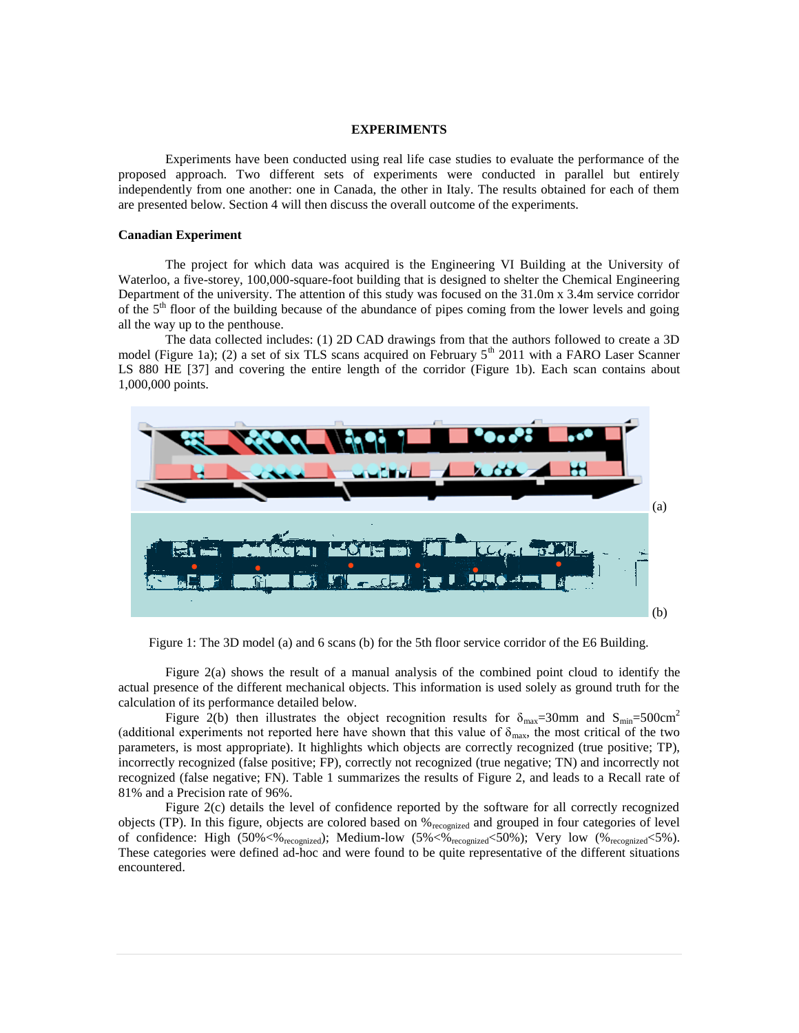## EXPERIMENTS

Experiments have been conducted using real life case studies to evaluate the performance of the proposed approach. Two different sets of experiments were conducted in parallel but entirely independently from one another: one in Canada, the other in Italy. The results obtained for each of them are presented below. Section 4 will then discuss the overall outcome of the experiments.

### Canadian Experiment

The project for which data was acquired is the Engineering VI Building at the University of Waterloo, a five-storey, 100,000-square-foot building that is designed to shelter the Chemical Engineering Department of the university. The attention of this study was focused on the 31.0m x 3.4m service corridor of the 5th floor of the building because of the abundance of pipes coming from the lower levels and going all the way up to the penthouse.

The data collected includes: (1) 2D CAD drawings from that the authors followed to create a 3D model (Figure 1a); (2) a set of six TLS scans acquired on February 5th 2011 with a FARO Laser Scanner LS 880 HE [37] and covering the entire length of the corridor (Figure 1b). Each scan contains about 1,000,000 points.

(a)

(b)

Figure 1: The 3D model (a) and 6 scans (b) for the 5th floor service corridor of the E6 Building.

Figure 2(a) shows the result of a manual analysis of the combined point cloud to identify the actual presence of the different mechanical objects. This information is used solely as ground truth for the calculation of its performance detailed below.

Figure 2(b) then illustrates the object recognition results for $\delta_{max}$=30mm and $S_{min}$=500cm$^2$ (additional experiments not reported here have shown that this value of $\delta_{max}$, the most critical of the two parameters, is most appropriate). It highlights which objects are correctly recognized (true positive; TP), incorrectly recognized (false positive; FP), correctly not recognized (true negative; TN) and incorrectly not recognized (false negative; FN). Table 1 summarizes the results of Figure 2, and leads to a Recall rate of 81% and a Precision rate of 96%.

Figure 2(c) details the level of confidence reported by the software for all correctly recognized objects (TP). In this figure, objects are colored based on $\%_{recognized}$ and grouped in four categories of level of confidence: High (50%<$\%_{recognized}$); Medium-low (5%<$\%_{recognized}$<50%); Very low ($\%_{recognized}$<5%). These categories were defined ad-hoc and were found to be quite representative of the different situations encountered.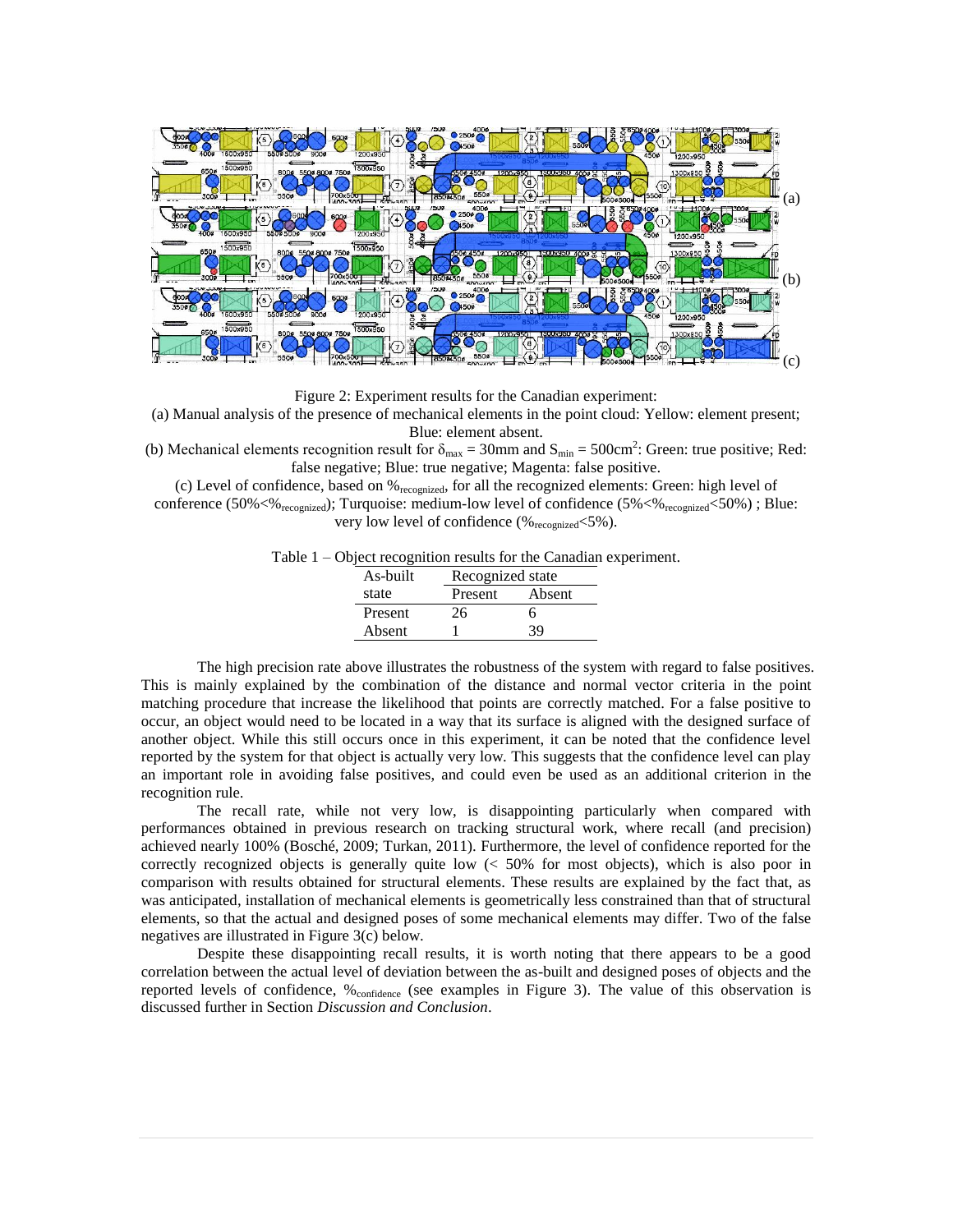Figure 2: Experiment results for the Canadian experiment:

(a) Manual analysis of the presence of mechanical elements in the point cloud: Yellow: element present; Blue: element absent.

(b) Mechanical elements recognition result for $\delta_{max}$ = 30mm and $S_{min}$ = 500cm$^2$: Green: true positive; Red: false negative; Blue: true negative; Magenta: false positive.

(c) Level of confidence, based on $\%_{recognized}$, for all the recognized elements: Green: high level of conference ($50\% < \%_{recognized}$); Turquoise: medium-low level of confidence ($5\% < \%_{recognized} < 50\%$) ; Blue: very low level of confidence ($\%_{recognized} < 5\%$).

Table 1 – Object recognition results for the Canadian experiment.

| As-built state | Recognized state | |
|---|---|---|
| | Present | Absent |
| Present | 26 | 6 |
| Absent | 1 | 39 |

The high precision rate above illustrates the robustness of the system with regard to false positives. This is mainly explained by the combination of the distance and normal vector criteria in the point matching procedure that increase the likelihood that points are correctly matched. For a false positive to occur, an object would need to be located in a way that its surface is aligned with the designed surface of another object. While this still occurs once in this experiment, it can be noted that the confidence level reported by the system for that object is actually very low. This suggests that the confidence level can play an important role in avoiding false positives, and could even be used as an additional criterion in the recognition rule.

The recall rate, while not very low, is disappointing particularly when compared with performances obtained in previous research on tracking structural work, where recall (and precision) achieved nearly 100% (Bosché, 2009; Turkan, 2011). Furthermore, the level of confidence reported for the correctly recognized objects is generally quite low (< 50% for most objects), which is also poor in comparison with results obtained for structural elements. These results are explained by the fact that, as was anticipated, installation of mechanical elements is geometrically less constrained than that of structural elements, so that the actual and designed poses of some mechanical elements may differ. Two of the false negatives are illustrated in Figure 3(c) below.

Despite these disappointing recall results, it is worth noting that there appears to be a good correlation between the actual level of deviation between the as-built and designed poses of objects and the reported levels of confidence, $\%_{confidence}$ (see examples in Figure 3). The value of this observation is discussed further in Section *Discussion and Conclusion*.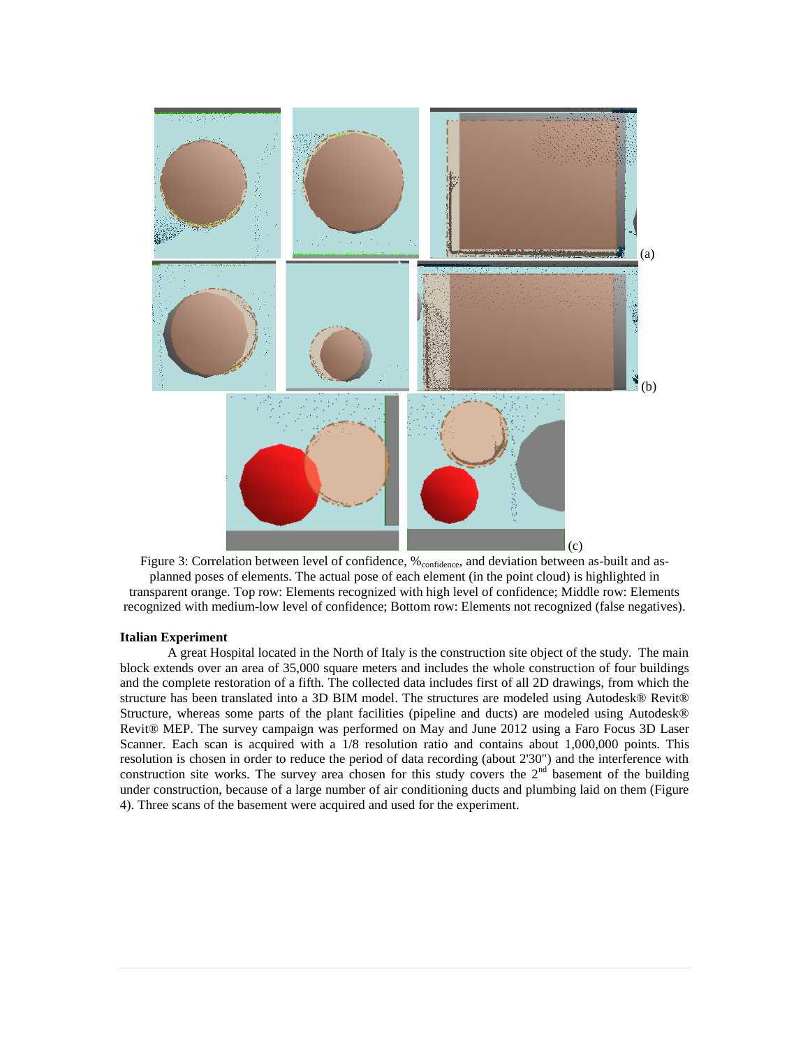(a)

(b)

(c)

Figure 3: Correlation between level of confidence, $\%_{confidence}$, and deviation between as-built and as-planned poses of elements. The actual pose of each element (in the point cloud) is highlighted in transparent orange. Top row: Elements recognized with high level of confidence; Middle row: Elements recognized with medium-low level of confidence; Bottom row: Elements not recognized (false negatives).

**Italian Experiment**

A great Hospital located in the North of Italy is the construction site object of the study. The main block extends over an area of 35,000 square meters and includes the whole construction of four buildings and the complete restoration of a fifth. The collected data includes first of all 2D drawings, from which the structure has been translated into a 3D BIM model. The structures are modeled using Autodesk® Revit® Structure, whereas some parts of the plant facilities (pipeline and ducts) are modeled using Autodesk® Revit® MEP. The survey campaign was performed on May and June 2012 using a Faro Focus 3D Laser Scanner. Each scan is acquired with a 1/8 resolution ratio and contains about 1,000,000 points. This resolution is chosen in order to reduce the period of data recording (about 2'30'') and the interference with construction site works. The survey area chosen for this study covers the 2nd basement of the building under construction, because of a large number of air conditioning ducts and plumbing laid on them (Figure 4). Three scans of the basement were acquired and used for the experiment.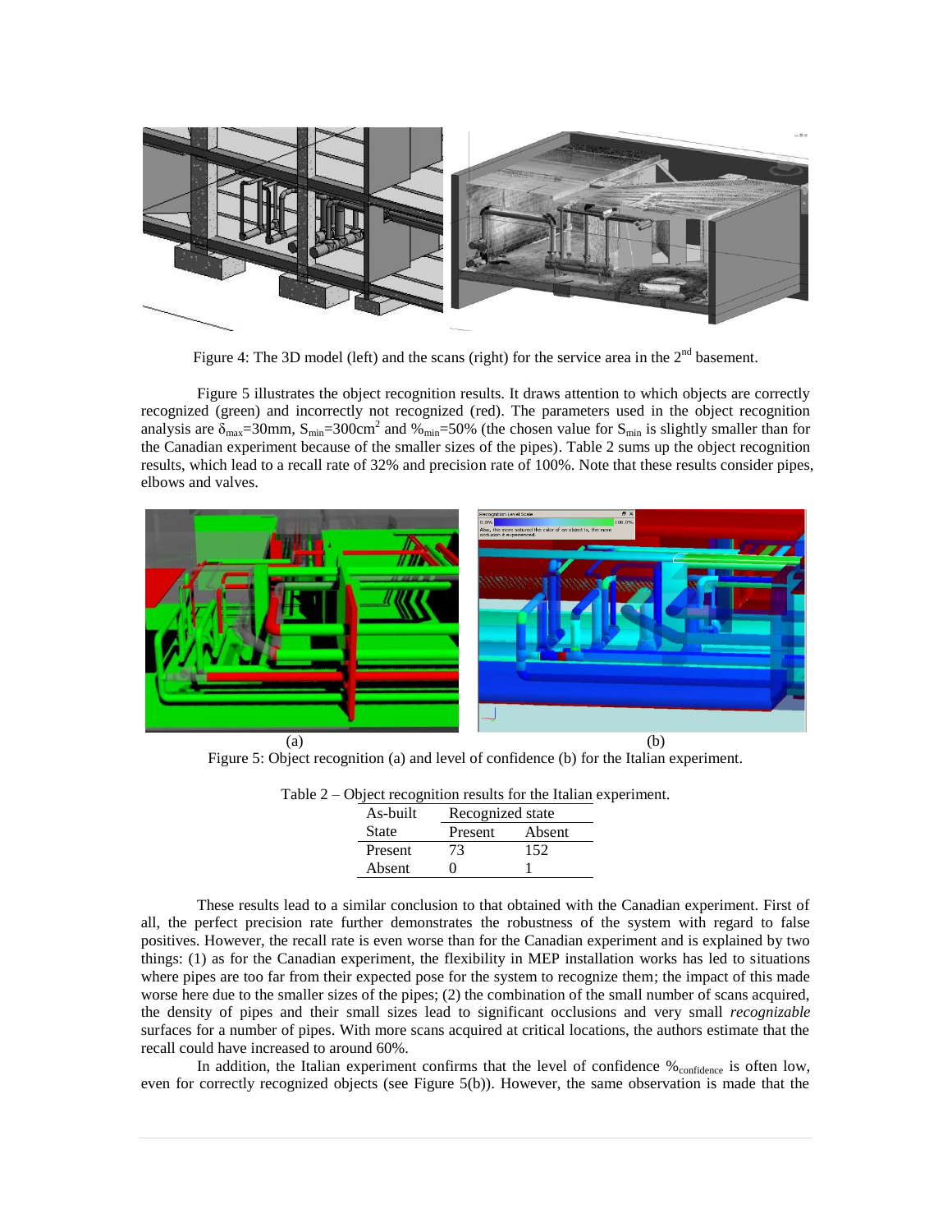Figure 4: The 3D model (left) and the scans (right) for the service area in the 2[nd] basement.

Figure 5 illustrates the object recognition results. It draws attention to which objects are correctly recognized (green) and incorrectly not recognized (red). The parameters used in the object recognition analysis are $\delta_{max}$=30mm, $S_{min}$=300cm$^2$ and $\%_{min}$=50% (the chosen value for $S_{min}$ is slightly smaller than for the Canadian experiment because of the smaller sizes of the pipes). Table 2 sums up the object recognition results, which lead to a recall rate of 32% and precision rate of 100%. Note that these results consider pipes, elbows and valves.

(a) (b)

Figure 5: Object recognition (a) and level of confidence (b) for the Italian experiment.

Table 2 – Object recognition results for the Italian experiment.

| As-built State | Recognized state | |
|---|---|---|
| | Present | Absent |
| Present | 73 | 152 |
| Absent | 0 | 1 |

These results lead to a similar conclusion to that obtained with the Canadian experiment. First of all, the perfect precision rate further demonstrates the robustness of the system with regard to false positives. However, the recall rate is even worse than for the Canadian experiment and is explained by two things: (1) as for the Canadian experiment, the flexibility in MEP installation works has led to situations where pipes are too far from their expected pose for the system to recognize them; the impact of this made worse here due to the smaller sizes of the pipes; (2) the combination of the small number of scans acquired, the density of pipes and their small sizes lead to significant occlusions and very small *recognizable* surfaces for a number of pipes. With more scans acquired at critical locations, the authors estimate that the recall could have increased to around 60%.

In addition, the Italian experiment confirms that the level of confidence $\%_{confidence}$ is often low, even for correctly recognized objects (see Figure 5(b)). However, the same observation is made that the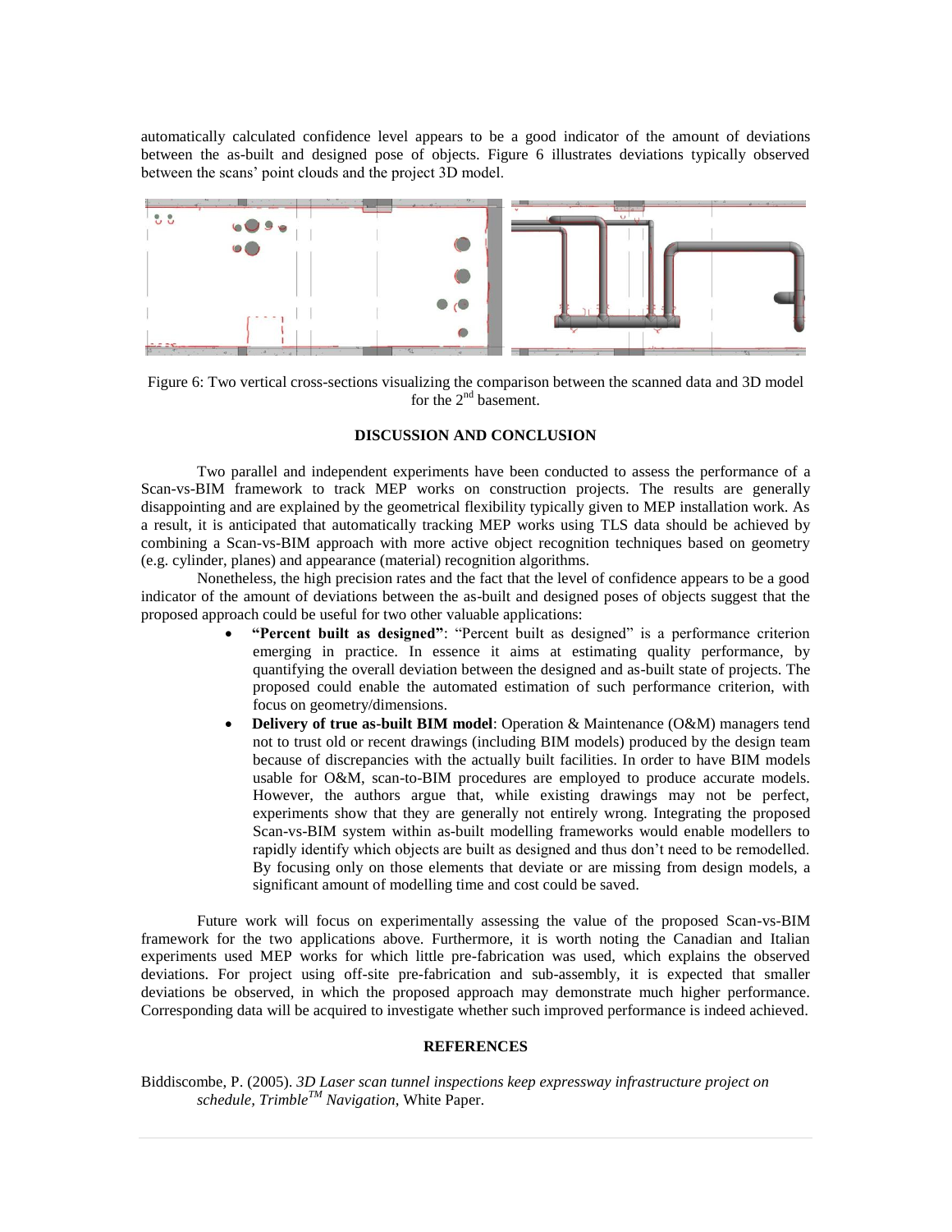automatically calculated confidence level appears to be a good indicator of the amount of deviations between the as-built and designed pose of objects. Figure 6 illustrates deviations typically observed between the scans' point clouds and the project 3D model.

Figure 6: Two vertical cross-sections visualizing the comparison between the scanned data and 3D model for the 2nd basement.

## DISCUSSION AND CONCLUSION

Two parallel and independent experiments have been conducted to assess the performance of a Scan-vs-BIM framework to track MEP works on construction projects. The results are generally disappointing and are explained by the geometrical flexibility typically given to MEP installation work. As a result, it is anticipated that automatically tracking MEP works using TLS data should be achieved by combining a Scan-vs-BIM approach with more active object recognition techniques based on geometry (e.g. cylinder, planes) and appearance (material) recognition algorithms.

Nonetheless, the high precision rates and the fact that the level of confidence appears to be a good indicator of the amount of deviations between the as-built and designed poses of objects suggest that the proposed approach could be useful for two other valuable applications:

- **"Percent built as designed"**: "Percent built as designed" is a performance criterion emerging in practice. In essence it aims at estimating quality performance, by quantifying the overall deviation between the designed and as-built state of projects. The proposed could enable the automated estimation of such performance criterion, with focus on geometry/dimensions.
- **Delivery of true as-built BIM model**: Operation & Maintenance (O&M) managers tend not to trust old or recent drawings (including BIM models) produced by the design team because of discrepancies with the actually built facilities. In order to have BIM models usable for O&M, scan-to-BIM procedures are employed to produce accurate models. However, the authors argue that, while existing drawings may not be perfect, experiments show that they are generally not entirely wrong. Integrating the proposed Scan-vs-BIM system within as-built modelling frameworks would enable modellers to rapidly identify which objects are built as designed and thus don't need to be remodelled. By focusing only on those elements that deviate or are missing from design models, a significant amount of modelling time and cost could be saved.

Future work will focus on experimentally assessing the value of the proposed Scan-vs-BIM framework for the two applications above. Furthermore, it is worth noting the Canadian and Italian experiments used MEP works for which little pre-fabrication was used, which explains the observed deviations. For project using off-site pre-fabrication and sub-assembly, it is expected that smaller deviations be observed, in which the proposed approach may demonstrate much higher performance. Corresponding data will be acquired to investigate whether such improved performance is indeed achieved.

## REFERENCES

Biddiscombe, P. (2005). *3D Laser scan tunnel inspections keep expressway infrastructure project on schedule, Trimble™ Navigation*, White Paper.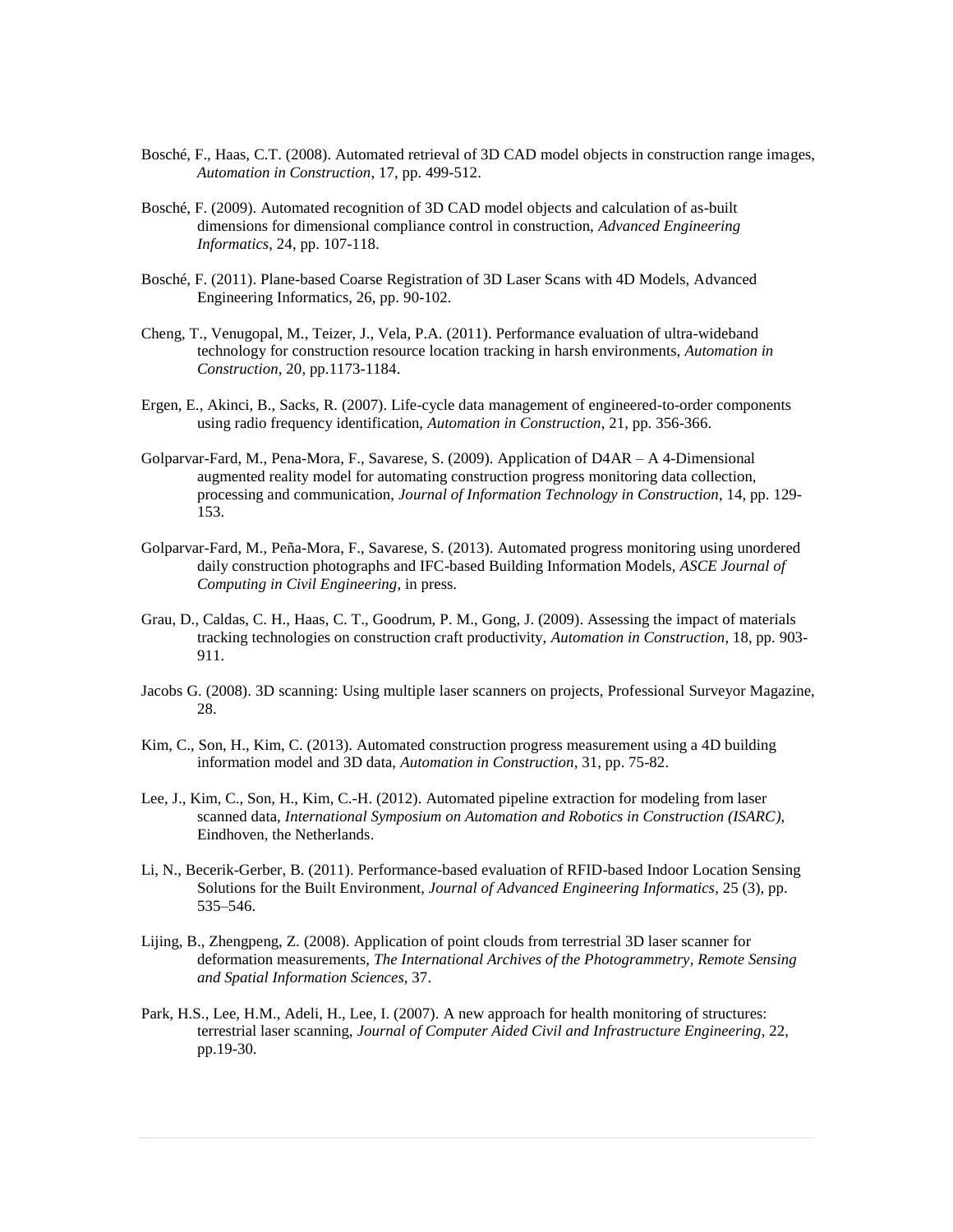Bosché, F., Haas, C.T. (2008). Automated retrieval of 3D CAD model objects in construction range images, *Automation in Construction*, 17, pp. 499-512.

Bosché, F. (2009). Automated recognition of 3D CAD model objects and calculation of as-built dimensions for dimensional compliance control in construction, *Advanced Engineering Informatics*, 24, pp. 107-118.

Bosché, F. (2011). Plane-based Coarse Registration of 3D Laser Scans with 4D Models, Advanced Engineering Informatics, 26, pp. 90-102.

Cheng, T., Venugopal, M., Teizer, J., Vela, P.A. (2011). Performance evaluation of ultra-wideband technology for construction resource location tracking in harsh environments, *Automation in Construction*, 20, pp.1173-1184.

Ergen, E., Akinci, B., Sacks, R. (2007). Life-cycle data management of engineered-to-order components using radio frequency identification, *Automation in Construction*, 21, pp. 356-366.

Golparvar-Fard, M., Pena-Mora, F., Savarese, S. (2009). Application of D4AR – A 4-Dimensional augmented reality model for automating construction progress monitoring data collection, processing and communication, *Journal of Information Technology in Construction*, 14, pp. 129-153.

Golparvar-Fard, M., Peña-Mora, F., Savarese, S. (2013). Automated progress monitoring using unordered daily construction photographs and IFC-based Building Information Models, *ASCE Journal of Computing in Civil Engineering*, in press.

Grau, D., Caldas, C. H., Haas, C. T., Goodrum, P. M., Gong, J. (2009). Assessing the impact of materials tracking technologies on construction craft productivity, *Automation in Construction*, 18, pp. 903-911.

Jacobs G. (2008). 3D scanning: Using multiple laser scanners on projects, Professional Surveyor Magazine, 28.

Kim, C., Son, H., Kim, C. (2013). Automated construction progress measurement using a 4D building information model and 3D data, *Automation in Construction*, 31, pp. 75-82.

Lee, J., Kim, C., Son, H., Kim, C.-H. (2012). Automated pipeline extraction for modeling from laser scanned data, *International Symposium on Automation and Robotics in Construction (ISARC)*, Eindhoven, the Netherlands.

Li, N., Becerik-Gerber, B. (2011). Performance-based evaluation of RFID-based Indoor Location Sensing Solutions for the Built Environment, *Journal of Advanced Engineering Informatics*, 25 (3), pp. 535–546.

Lijing, B., Zhengpeng, Z. (2008). Application of point clouds from terrestrial 3D laser scanner for deformation measurements, *The International Archives of the Photogrammetry, Remote Sensing and Spatial Information Sciences*, 37.

Park, H.S., Lee, H.M., Adeli, H., Lee, I. (2007). A new approach for health monitoring of structures: terrestrial laser scanning, *Journal of Computer Aided Civil and Infrastructure Engineering*, 22, pp.19-30.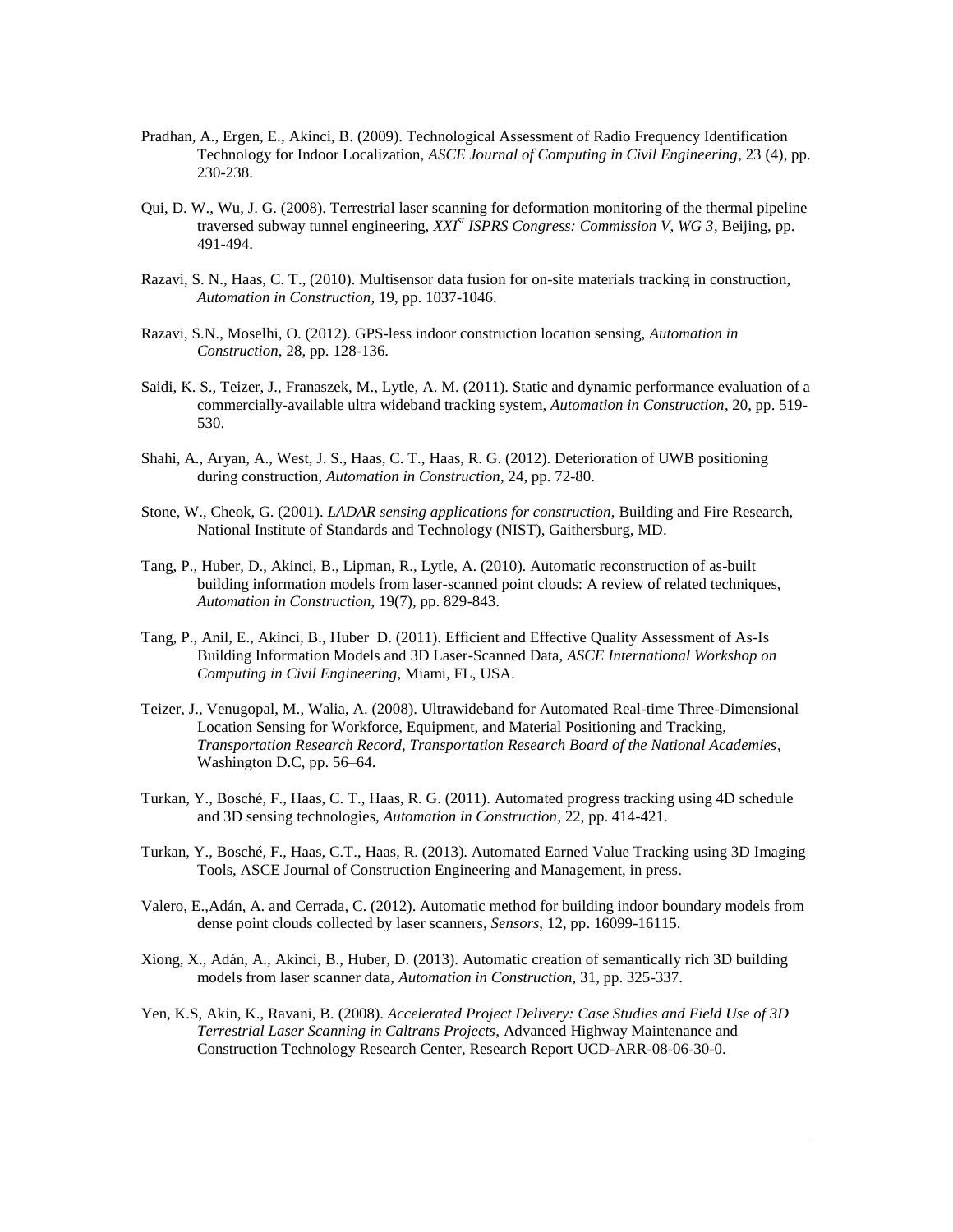Pradhan, A., Ergen, E., Akinci, B. (2009). Technological Assessment of Radio Frequency Identification Technology for Indoor Localization, *ASCE Journal of Computing in Civil Engineering*, 23 (4), pp. 230-238.

Qui, D. W., Wu, J. G. (2008). Terrestrial laser scanning for deformation monitoring of the thermal pipeline traversed subway tunnel engineering, *XXI$^{st}$ ISPRS Congress: Commission V, WG 3*, Beijing, pp. 491-494.

Razavi, S. N., Haas, C. T., (2010). Multisensor data fusion for on-site materials tracking in construction, *Automation in Construction*, 19, pp. 1037-1046.

Razavi, S.N., Moselhi, O. (2012). GPS-less indoor construction location sensing, *Automation in Construction*, 28, pp. 128-136.

Saidi, K. S., Teizer, J., Franaszek, M., Lytle, A. M. (2011). Static and dynamic performance evaluation of a commercially-available ultra wideband tracking system, *Automation in Construction*, 20, pp. 519-530.

Shahi, A., Aryan, A., West, J. S., Haas, C. T., Haas, R. G. (2012). Deterioration of UWB positioning during construction, *Automation in Construction*, 24, pp. 72-80.

Stone, W., Cheok, G. (2001). *LADAR sensing applications for construction*, Building and Fire Research, National Institute of Standards and Technology (NIST), Gaithersburg, MD.

Tang, P., Huber, D., Akinci, B., Lipman, R., Lytle, A. (2010). Automatic reconstruction of as-built building information models from laser-scanned point clouds: A review of related techniques, *Automation in Construction*, 19(7), pp. 829-843.

Tang, P., Anil, E., Akinci, B., Huber D. (2011). Efficient and Effective Quality Assessment of As-Is Building Information Models and 3D Laser-Scanned Data, *ASCE International Workshop on Computing in Civil Engineering*, Miami, FL, USA.

Teizer, J., Venugopal, M., Walia, A. (2008). Ultrawideband for Automated Real-time Three-Dimensional Location Sensing for Workforce, Equipment, and Material Positioning and Tracking, *Transportation Research Record, Transportation Research Board of the National Academies*, Washington D.C, pp. 56–64.

Turkan, Y., Bosché, F., Haas, C. T., Haas, R. G. (2011). Automated progress tracking using 4D schedule and 3D sensing technologies, *Automation in Construction*, 22, pp. 414-421.

Turkan, Y., Bosché, F., Haas, C.T., Haas, R. (2013). Automated Earned Value Tracking using 3D Imaging Tools, ASCE Journal of Construction Engineering and Management, in press.

Valero, E.,Adán, A. and Cerrada, C. (2012). Automatic method for building indoor boundary models from dense point clouds collected by laser scanners, *Sensors*, 12, pp. 16099-16115.

Xiong, X., Adán, A., Akinci, B., Huber, D. (2013). Automatic creation of semantically rich 3D building models from laser scanner data, *Automation in Construction*, 31, pp. 325-337.

Yen, K.S, Akin, K., Ravani, B. (2008). *Accelerated Project Delivery: Case Studies and Field Use of 3D Terrestrial Laser Scanning in Caltrans Projects*, Advanced Highway Maintenance and Construction Technology Research Center, Research Report UCD-ARR-08-06-30-0.